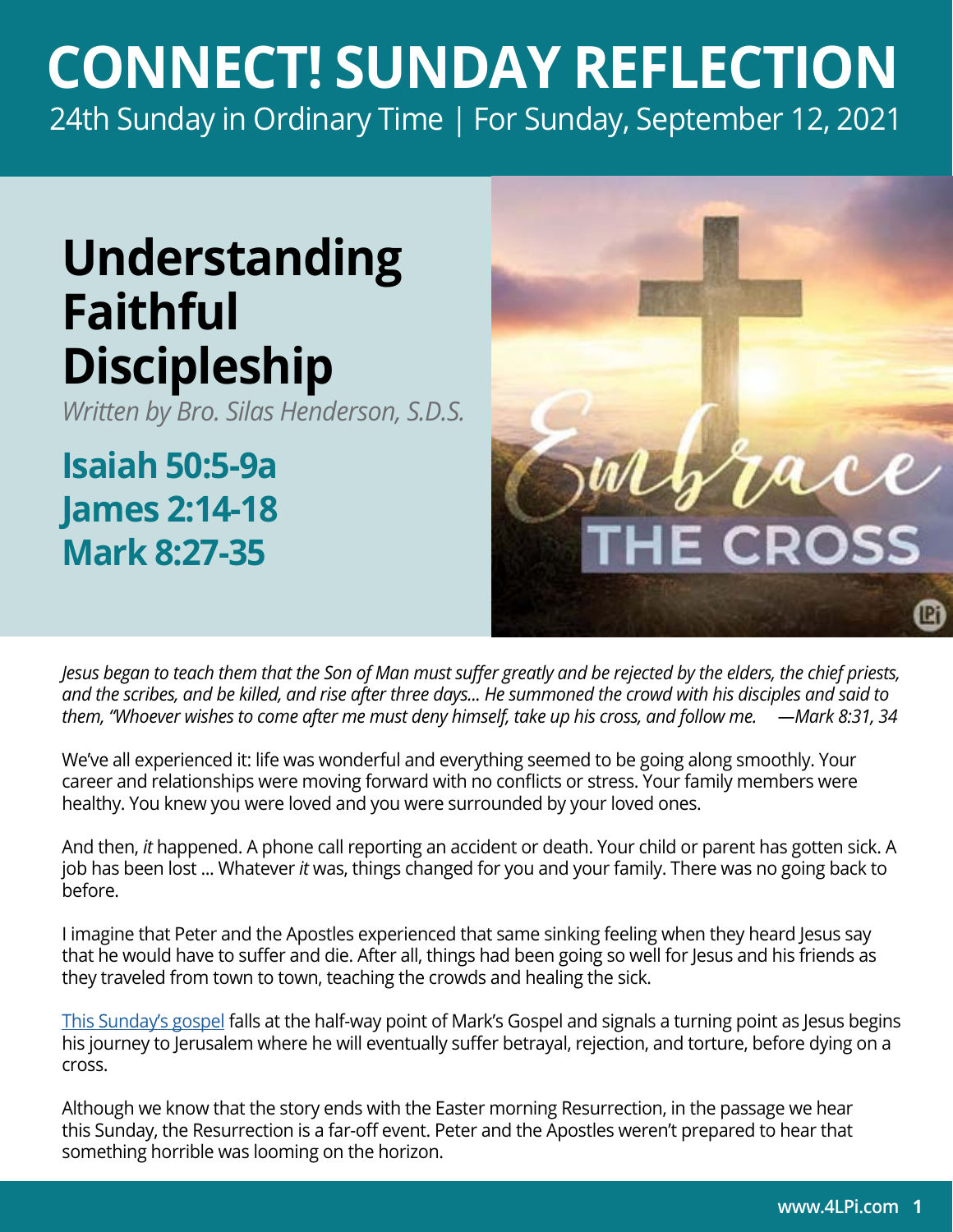# CONNECT! SUNDAY REFLECTION

24th Sunday in Ordinary Time | For Sunday, September 12, 2021

## Understanding Faithful Discipleship

*Written by Bro. Silas Henderson, S.D.S.*

**Isaiah 50:5-9a**
**James 2:14-18**
**Mark 8:27-35**

*Jesus began to teach them that the Son of Man must suffer greatly and be rejected by the elders, the chief priests, and the scribes, and be killed, and rise after three days... He summoned the crowd with his disciples and said to them, "Whoever wishes to come after me must deny himself, take up his cross, and follow me. —Mark 8:31, 34*

We've all experienced it: life was wonderful and everything seemed to be going along smoothly. Your career and relationships were moving forward with no conflicts or stress. Your family members were healthy. You knew you were loved and you were surrounded by your loved ones.

And then, *it* happened. A phone call reporting an accident or death. Your child or parent has gotten sick. A job has been lost ... Whatever *it* was, things changed for you and your family. There was no going back to before.

I imagine that Peter and the Apostles experienced that same sinking feeling when they heard Jesus say that he would have to suffer and die. After all, things had been going so well for Jesus and his friends as they traveled from town to town, teaching the crowds and healing the sick.

This Sunday's gospel falls at the half-way point of Mark's Gospel and signals a turning point as Jesus begins his journey to Jerusalem where he will eventually suffer betrayal, rejection, and torture, before dying on a cross.

Although we know that the story ends with the Easter morning Resurrection, in the passage we hear this Sunday, the Resurrection is a far-off event. Peter and the Apostles weren't prepared to hear that something horrible was looming on the horizon.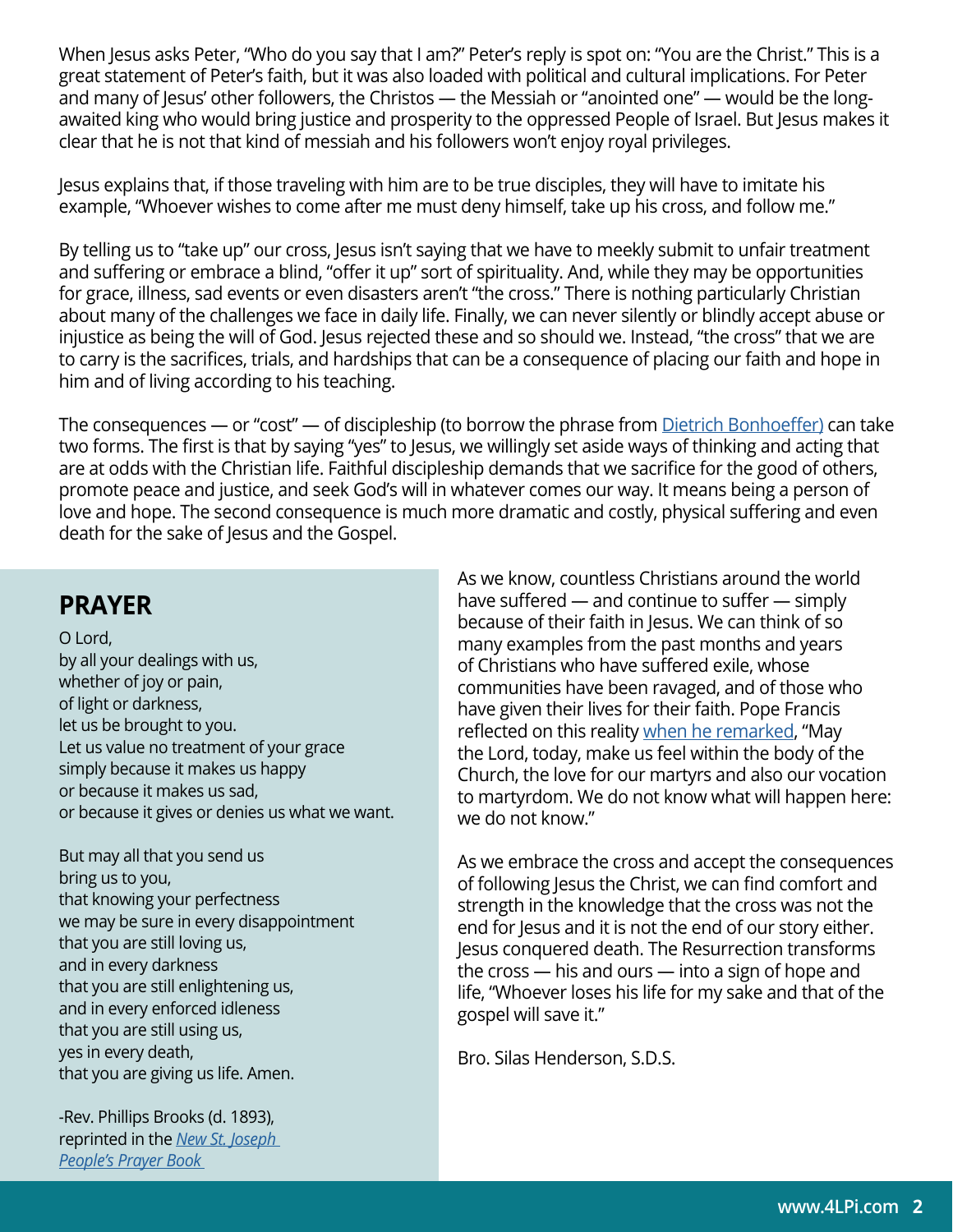When Jesus asks Peter, "Who do you say that I am?" Peter's reply is spot on: "You are the Christ." This is a great statement of Peter's faith, but it was also loaded with political and cultural implications. For Peter and many of Jesus' other followers, the Christos — the Messiah or "anointed one" — would be the long-awaited king who would bring justice and prosperity to the oppressed People of Israel. But Jesus makes it clear that he is not that kind of messiah and his followers won't enjoy royal privileges.

Jesus explains that, if those traveling with him are to be true disciples, they will have to imitate his example, "Whoever wishes to come after me must deny himself, take up his cross, and follow me."

By telling us to "take up" our cross, Jesus isn't saying that we have to meekly submit to unfair treatment and suffering or embrace a blind, "offer it up" sort of spirituality. And, while they may be opportunities for grace, illness, sad events or even disasters aren't "the cross." There is nothing particularly Christian about many of the challenges we face in daily life. Finally, we can never silently or blindly accept abuse or injustice as being the will of God. Jesus rejected these and so should we. Instead, "the cross" that we are to carry is the sacrifices, trials, and hardships that can be a consequence of placing our faith and hope in him and of living according to his teaching.

The consequences — or "cost" — of discipleship (to borrow the phrase from Dietrich Bonhoeffer) can take two forms. The first is that by saying "yes" to Jesus, we willingly set aside ways of thinking and acting that are at odds with the Christian life. Faithful discipleship demands that we sacrifice for the good of others, promote peace and justice, and seek God's will in whatever comes our way. It means being a person of love and hope. The second consequence is much more dramatic and costly, physical suffering and even death for the sake of Jesus and the Gospel.

As we know, countless Christians around the world have suffered — and continue to suffer — simply because of their faith in Jesus. We can think of so many examples from the past months and years of Christians who have suffered exile, whose communities have been ravaged, and of those who have given their lives for their faith. Pope Francis reflected on this reality when he remarked, "May the Lord, today, make us feel within the body of the Church, the love for our martyrs and also our vocation to martyrdom. We do not know what will happen here: we do not know."

As we embrace the cross and accept the consequences of following Jesus the Christ, we can find comfort and strength in the knowledge that the cross was not the end for Jesus and it is not the end of our story either. Jesus conquered death. The Resurrection transforms the cross — his and ours — into a sign of hope and life, "Whoever loses his life for my sake and that of the gospel will save it."

Bro. Silas Henderson, S.D.S.

## PRAYER

O Lord,
by all your dealings with us,
whether of joy or pain,
of light or darkness,
let us be brought to you.
Let us value no treatment of your grace
simply because it makes us happy
or because it makes us sad,
or because it gives or denies us what we want.

But may all that you send us
bring us to you,
that knowing your perfectness
we may be sure in every disappointment
that you are still loving us,
and in every darkness
that you are still enlightening us,
and in every enforced idleness
that you are still using us,
yes in every death,
that you are giving us life. Amen.

-Rev. Phillips Brooks (d. 1893), reprinted in the *New St. Joseph People's Prayer Book*